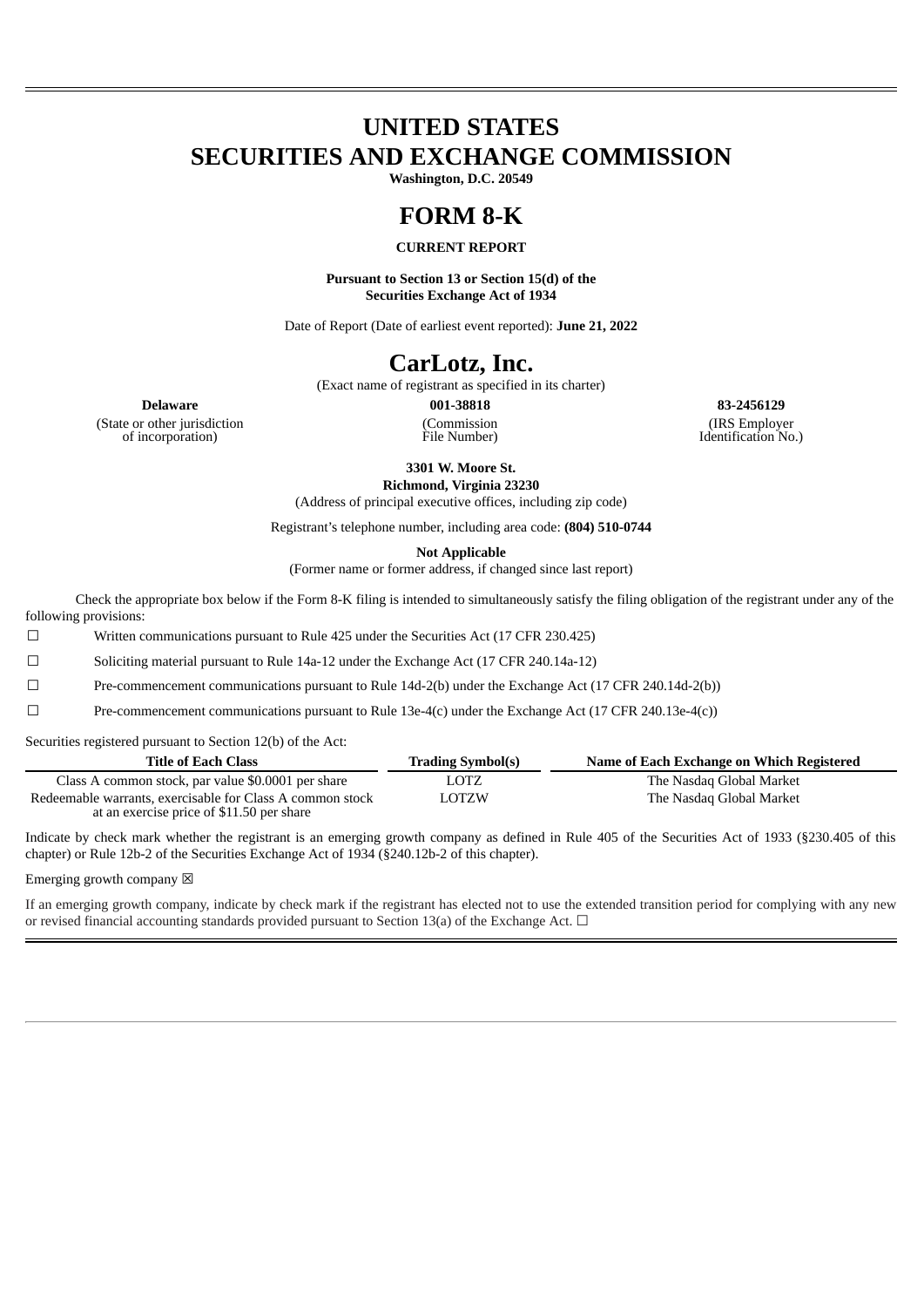# UNITED STATES
# SECURITIES AND EXCHANGE COMMISSION

**Washington, D.C. 20549**

# FORM 8-K

**CURRENT REPORT**

**Pursuant to Section 13 or Section 15(d) of the Securities Exchange Act of 1934**

Date of Report (Date of earliest event reported): **June 21, 2022**

# CarLotz, Inc.

(Exact name of registrant as specified in its charter)

| **Delaware** | **001-38818** | **83-2456129** |
|---|---|---|
| (State or other jurisdiction of incorporation) | (Commission File Number) | (IRS Employer Identification No.) |

**3301 W. Moore St.**
**Richmond, Virginia 23230**
(Address of principal executive offices, including zip code)

Registrant's telephone number, including area code: **(804) 510-0744**

**Not Applicable**
(Former name or former address, if changed since last report)

Check the appropriate box below if the Form 8-K filing is intended to simultaneously satisfy the filing obligation of the registrant under any of the following provisions:

☐ Written communications pursuant to Rule 425 under the Securities Act (17 CFR 230.425)

☐ Soliciting material pursuant to Rule 14a-12 under the Exchange Act (17 CFR 240.14a-12)

☐ Pre-commencement communications pursuant to Rule 14d-2(b) under the Exchange Act (17 CFR 240.14d-2(b))

☐ Pre-commencement communications pursuant to Rule 13e-4(c) under the Exchange Act (17 CFR 240.13e-4(c))

Securities registered pursuant to Section 12(b) of the Act:

| Title of Each Class | Trading Symbol(s) | Name of Each Exchange on Which Registered |
|---|---|---|
| Class A common stock, par value $0.0001 per share | LOTZ | The Nasdaq Global Market |
| Redeemable warrants, exercisable for Class A common stock at an exercise price of $11.50 per share | LOTZW | The Nasdaq Global Market |

Indicate by check mark whether the registrant is an emerging growth company as defined in Rule 405 of the Securities Act of 1933 (§230.405 of this chapter) or Rule 12b-2 of the Securities Exchange Act of 1934 (§240.12b-2 of this chapter).

Emerging growth company ☒

If an emerging growth company, indicate by check mark if the registrant has elected not to use the extended transition period for complying with any new or revised financial accounting standards provided pursuant to Section 13(a) of the Exchange Act. ☐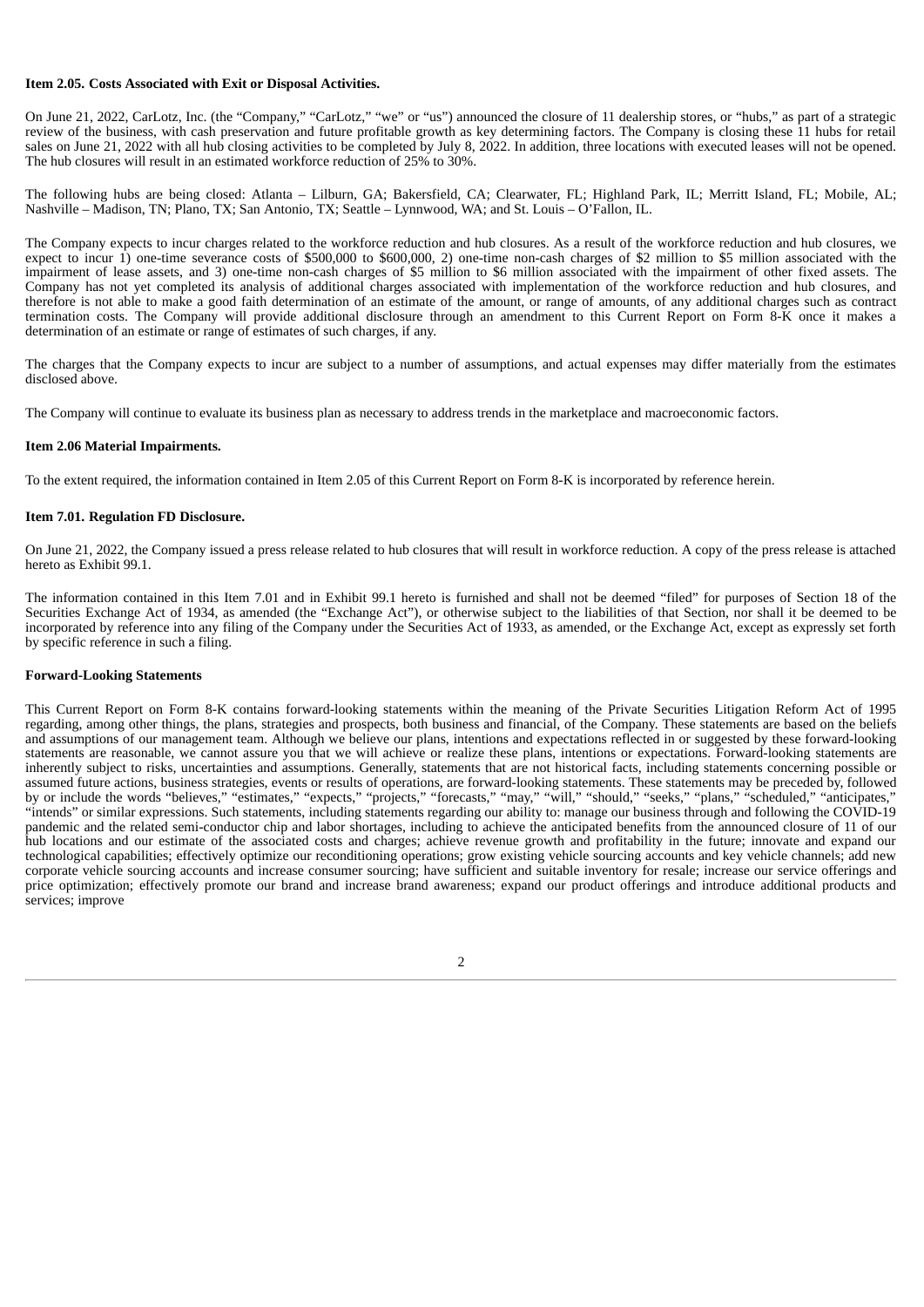**Item 2.05. Costs Associated with Exit or Disposal Activities.**

On June 21, 2022, CarLotz, Inc. (the "Company," "CarLotz," "we" or "us") announced the closure of 11 dealership stores, or "hubs," as part of a strategic review of the business, with cash preservation and future profitable growth as key determining factors. The Company is closing these 11 hubs for retail sales on June 21, 2022 with all hub closing activities to be completed by July 8, 2022. In addition, three locations with executed leases will not be opened. The hub closures will result in an estimated workforce reduction of 25% to 30%.

The following hubs are being closed: Atlanta – Lilburn, GA; Bakersfield, CA; Clearwater, FL; Highland Park, IL; Merritt Island, FL; Mobile, AL; Nashville – Madison, TN; Plano, TX; San Antonio, TX; Seattle – Lynnwood, WA; and St. Louis – O'Fallon, IL.

The Company expects to incur charges related to the workforce reduction and hub closures. As a result of the workforce reduction and hub closures, we expect to incur 1) one-time severance costs of $500,000 to $600,000, 2) one-time non-cash charges of $2 million to $5 million associated with the impairment of lease assets, and 3) one-time non-cash charges of $5 million to $6 million associated with the impairment of other fixed assets. The Company has not yet completed its analysis of additional charges associated with implementation of the workforce reduction and hub closures, and therefore is not able to make a good faith determination of an estimate of the amount, or range of amounts, of any additional charges such as contract termination costs. The Company will provide additional disclosure through an amendment to this Current Report on Form 8-K once it makes a determination of an estimate or range of estimates of such charges, if any.

The charges that the Company expects to incur are subject to a number of assumptions, and actual expenses may differ materially from the estimates disclosed above.

The Company will continue to evaluate its business plan as necessary to address trends in the marketplace and macroeconomic factors.

**Item 2.06 Material Impairments.**

To the extent required, the information contained in Item 2.05 of this Current Report on Form 8-K is incorporated by reference herein.

**Item 7.01. Regulation FD Disclosure.**

On June 21, 2022, the Company issued a press release related to hub closures that will result in workforce reduction. A copy of the press release is attached hereto as Exhibit 99.1.

The information contained in this Item 7.01 and in Exhibit 99.1 hereto is furnished and shall not be deemed "filed" for purposes of Section 18 of the Securities Exchange Act of 1934, as amended (the "Exchange Act"), or otherwise subject to the liabilities of that Section, nor shall it be deemed to be incorporated by reference into any filing of the Company under the Securities Act of 1933, as amended, or the Exchange Act, except as expressly set forth by specific reference in such a filing.

**Forward-Looking Statements**

This Current Report on Form 8-K contains forward-looking statements within the meaning of the Private Securities Litigation Reform Act of 1995 regarding, among other things, the plans, strategies and prospects, both business and financial, of the Company. These statements are based on the beliefs and assumptions of our management team. Although we believe our plans, intentions and expectations reflected in or suggested by these forward-looking statements are reasonable, we cannot assure you that we will achieve or realize these plans, intentions or expectations. Forward-looking statements are inherently subject to risks, uncertainties and assumptions. Generally, statements that are not historical facts, including statements concerning possible or assumed future actions, business strategies, events or results of operations, are forward-looking statements. These statements may be preceded by, followed by or include the words "believes," "estimates," "expects," "projects," "forecasts," "may," "will," "should," "seeks," "plans," "scheduled," "anticipates," "intends" or similar expressions. Such statements, including statements regarding our ability to: manage our business through and following the COVID-19 pandemic and the related semi-conductor chip and labor shortages, including to achieve the anticipated benefits from the announced closure of 11 of our hub locations and our estimate of the associated costs and charges; achieve revenue growth and profitability in the future; innovate and expand our technological capabilities; effectively optimize our reconditioning operations; grow existing vehicle sourcing accounts and key vehicle channels; add new corporate vehicle sourcing accounts and increase consumer sourcing; have sufficient and suitable inventory for resale; increase our service offerings and price optimization; effectively promote our brand and increase brand awareness; expand our product offerings and introduce additional products and services; improve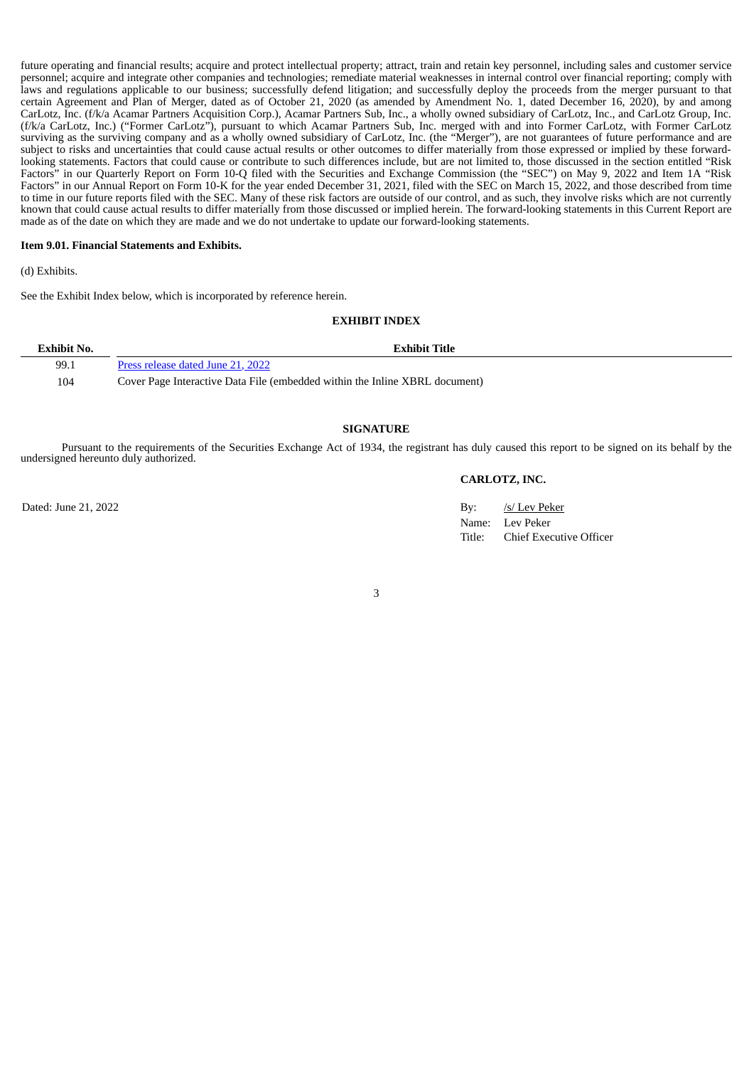future operating and financial results; acquire and protect intellectual property; attract, train and retain key personnel, including sales and customer service personnel; acquire and integrate other companies and technologies; remediate material weaknesses in internal control over financial reporting; comply with laws and regulations applicable to our business; successfully defend litigation; and successfully deploy the proceeds from the merger pursuant to that certain Agreement and Plan of Merger, dated as of October 21, 2020 (as amended by Amendment No. 1, dated December 16, 2020), by and among CarLotz, Inc. (f/k/a Acamar Partners Acquisition Corp.), Acamar Partners Sub, Inc., a wholly owned subsidiary of CarLotz, Inc., and CarLotz Group, Inc. (f/k/a CarLotz, Inc.) ("Former CarLotz"), pursuant to which Acamar Partners Sub, Inc. merged with and into Former CarLotz, with Former CarLotz surviving as the surviving company and as a wholly owned subsidiary of CarLotz, Inc. (the "Merger"), are not guarantees of future performance and are subject to risks and uncertainties that could cause actual results or other outcomes to differ materially from those expressed or implied by these forward-looking statements. Factors that could cause or contribute to such differences include, but are not limited to, those discussed in the section entitled "Risk Factors" in our Quarterly Report on Form 10-Q filed with the Securities and Exchange Commission (the "SEC") on May 9, 2022 and Item 1A "Risk Factors" in our Annual Report on Form 10-K for the year ended December 31, 2021, filed with the SEC on March 15, 2022, and those described from time to time in our future reports filed with the SEC. Many of these risk factors are outside of our control, and as such, they involve risks which are not currently known that could cause actual results to differ materially from those discussed or implied herein. The forward-looking statements in this Current Report are made as of the date on which they are made and we do not undertake to update our forward-looking statements.

**Item 9.01. Financial Statements and Exhibits.**

(d) Exhibits.

See the Exhibit Index below, which is incorporated by reference herein.

**EXHIBIT INDEX**

| Exhibit No. | Exhibit Title |
|---|---|
| 99.1 | Press release dated June 21, 2022 |
| 104 | Cover Page Interactive Data File (embedded within the Inline XBRL document) |

**SIGNATURE**

Pursuant to the requirements of the Securities Exchange Act of 1934, the registrant has duly caused this report to be signed on its behalf by the undersigned hereunto duly authorized.

**CARLOTZ, INC.**

Dated: June 21, 2022

By: /s/ Lev Peker
Name: Lev Peker
Title: Chief Executive Officer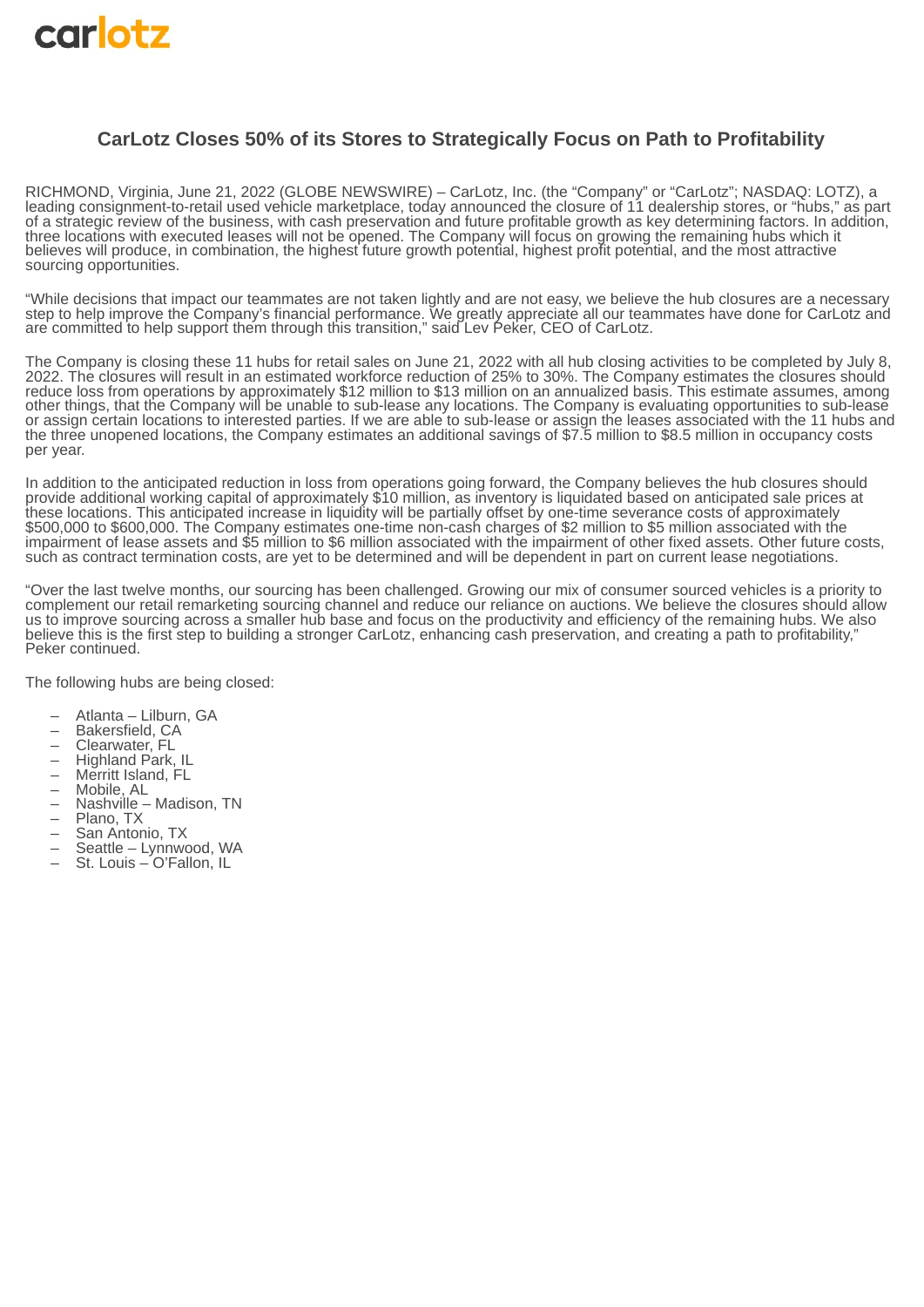carlotz

## CarLotz Closes 50% of its Stores to Strategically Focus on Path to Profitability

RICHMOND, Virginia, June 21, 2022 (GLOBE NEWSWIRE) – CarLotz, Inc. (the "Company" or "CarLotz"; NASDAQ: LOTZ), a leading consignment-to-retail used vehicle marketplace, today announced the closure of 11 dealership stores, or "hubs," as part of a strategic review of the business, with cash preservation and future profitable growth as key determining factors. In addition, three locations with executed leases will not be opened. The Company will focus on growing the remaining hubs which it believes will produce, in combination, the highest future growth potential, highest profit potential, and the most attractive sourcing opportunities.

"While decisions that impact our teammates are not taken lightly and are not easy, we believe the hub closures are a necessary step to help improve the Company's financial performance. We greatly appreciate all our teammates have done for CarLotz and are committed to help support them through this transition," said Lev Peker, CEO of CarLotz.

The Company is closing these 11 hubs for retail sales on June 21, 2022 with all hub closing activities to be completed by July 8, 2022. The closures will result in an estimated workforce reduction of 25% to 30%. The Company estimates the closures should reduce loss from operations by approximately $12 million to $13 million on an annualized basis. This estimate assumes, among other things, that the Company will be unable to sub-lease any locations. The Company is evaluating opportunities to sub-lease or assign certain locations to interested parties. If we are able to sub-lease or assign the leases associated with the 11 hubs and the three unopened locations, the Company estimates an additional savings of $7.5 million to $8.5 million in occupancy costs per year.

In addition to the anticipated reduction in loss from operations going forward, the Company believes the hub closures should provide additional working capital of approximately $10 million, as inventory is liquidated based on anticipated sale prices at these locations. This anticipated increase in liquidity will be partially offset by one-time severance costs of approximately $500,000 to $600,000. The Company estimates one-time non-cash charges of $2 million to $5 million associated with the impairment of lease assets and $5 million to $6 million associated with the impairment of other fixed assets. Other future costs, such as contract termination costs, are yet to be determined and will be dependent in part on current lease negotiations.

"Over the last twelve months, our sourcing has been challenged. Growing our mix of consumer sourced vehicles is a priority to complement our retail remarketing sourcing channel and reduce our reliance on auctions. We believe the closures should allow us to improve sourcing across a smaller hub base and focus on the productivity and efficiency of the remaining hubs. We also believe this is the first step to building a stronger CarLotz, enhancing cash preservation, and creating a path to profitability," Peker continued.

The following hubs are being closed:

- Atlanta – Lilburn, GA
- Bakersfield, CA
- Clearwater, FL
- Highland Park, IL
- Merritt Island, FL
- Mobile, AL
- Nashville – Madison, TN
- Plano, TX
- San Antonio, TX
- Seattle – Lynnwood, WA
- St. Louis – O'Fallon, IL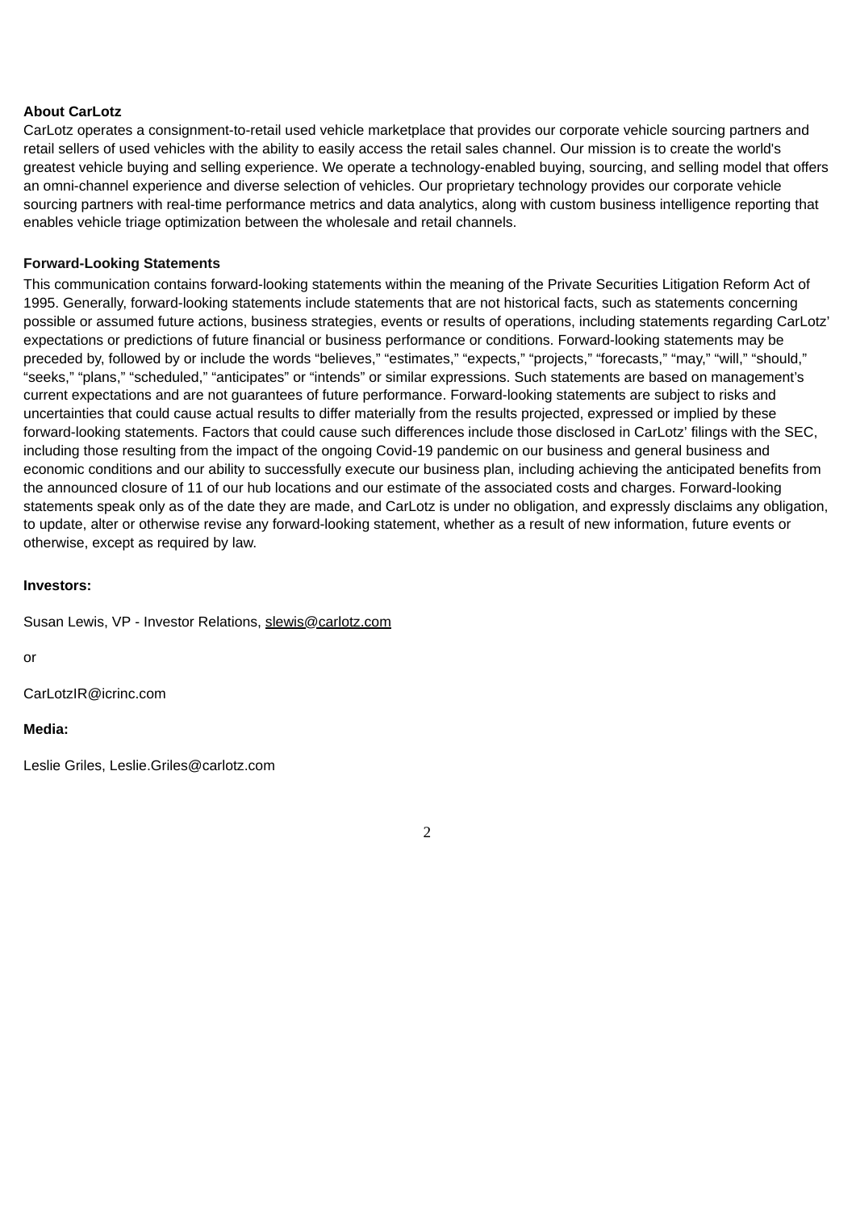**About CarLotz**

CarLotz operates a consignment-to-retail used vehicle marketplace that provides our corporate vehicle sourcing partners and retail sellers of used vehicles with the ability to easily access the retail sales channel. Our mission is to create the world's greatest vehicle buying and selling experience. We operate a technology-enabled buying, sourcing, and selling model that offers an omni-channel experience and diverse selection of vehicles. Our proprietary technology provides our corporate vehicle sourcing partners with real-time performance metrics and data analytics, along with custom business intelligence reporting that enables vehicle triage optimization between the wholesale and retail channels.

**Forward-Looking Statements**

This communication contains forward-looking statements within the meaning of the Private Securities Litigation Reform Act of 1995. Generally, forward-looking statements include statements that are not historical facts, such as statements concerning possible or assumed future actions, business strategies, events or results of operations, including statements regarding CarLotz' expectations or predictions of future financial or business performance or conditions. Forward-looking statements may be preceded by, followed by or include the words "believes," "estimates," "expects," "projects," "forecasts," "may," "will," "should," "seeks," "plans," "scheduled," "anticipates" or "intends" or similar expressions. Such statements are based on management's current expectations and are not guarantees of future performance. Forward-looking statements are subject to risks and uncertainties that could cause actual results to differ materially from the results projected, expressed or implied by these forward-looking statements. Factors that could cause such differences include those disclosed in CarLotz' filings with the SEC, including those resulting from the impact of the ongoing Covid-19 pandemic on our business and general business and economic conditions and our ability to successfully execute our business plan, including achieving the anticipated benefits from the announced closure of 11 of our hub locations and our estimate of the associated costs and charges. Forward-looking statements speak only as of the date they are made, and CarLotz is under no obligation, and expressly disclaims any obligation, to update, alter or otherwise revise any forward-looking statement, whether as a result of new information, future events or otherwise, except as required by law.

**Investors:**

Susan Lewis, VP - Investor Relations, slewis@carlotz.com

or

CarLotzIR@icrinc.com

**Media:**

Leslie Griles, Leslie.Griles@carlotz.com